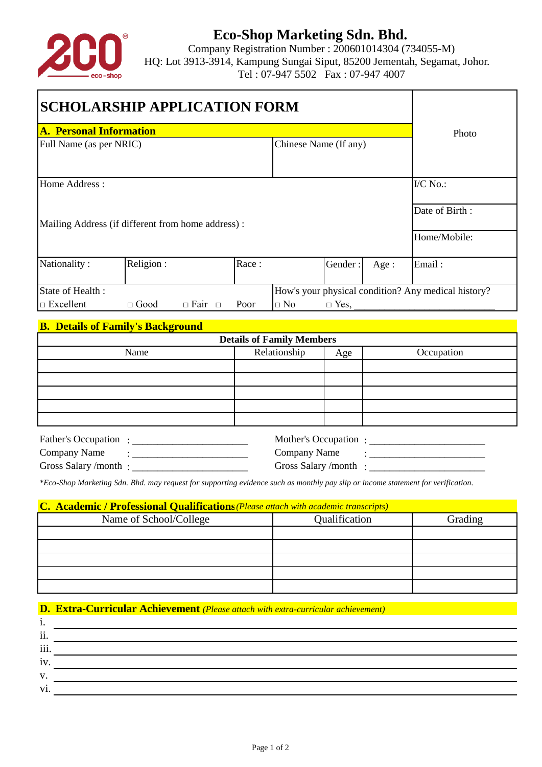# Eco-Shop Marketing Sdn. Bhd.

Company Registration Number : 200601014304 (734055-M)
HQ: Lot 3913-3914, Kampung Sungai Siput, 85200 Jementah, Segamat, Johor.
Tel : 07-947 5502 Fax : 07-947 4007

## SCHOLARSHIP APPLICATION FORM

### A. Personal Information

| | | | | | | |
|---|---|---|---|---|---|---|
| Full Name (as per NRIC) | | | Chinese Name (If any) | | | Photo |
| Home Address : | | | | | | I/C No.: |
| | | | | | | Date of Birth : |
| Mailing Address (if different from home address) : | | | | | | Home/Mobile: |
| Nationality : | Religion : | Race : | | Gender : | Age : | Email : |
| State of Health :<br>□ Excellent | □ Good | □ Fair □ Poor | How's your physical condition? Any medical history?<br>□ No □ Yes, ____________________________ | | | |

### B. Details of Family's Background

**Details of Family Members**

| Name | Relationship | Age | Occupation |
|---|---|---|---|
| | | | |
| | | | |
| | | | |
| | | | |
| | | | |

Father's Occupation : ______________________ Mother's Occupation : ______________________
Company Name : ______________________ Company Name : ______________________
Gross Salary /month : ______________________ Gross Salary /month : ______________________

*\*Eco-Shop Marketing Sdn. Bhd. may request for supporting evidence such as monthly pay slip or income statement for verification.*

### C. Academic / Professional Qualifications *(Please attach with academic transcripts)*

| Name of School/College | Qualification | Grading |
|---|---|---|
| | | |
| | | |
| | | |
| | | |
| | | |

### D. Extra-Curricular Achievement *(Please attach with extra-curricular achievement)*

i. ______________________________________________
ii. ______________________________________________
iii. ______________________________________________
iv. ______________________________________________
v. ______________________________________________
vi. ______________________________________________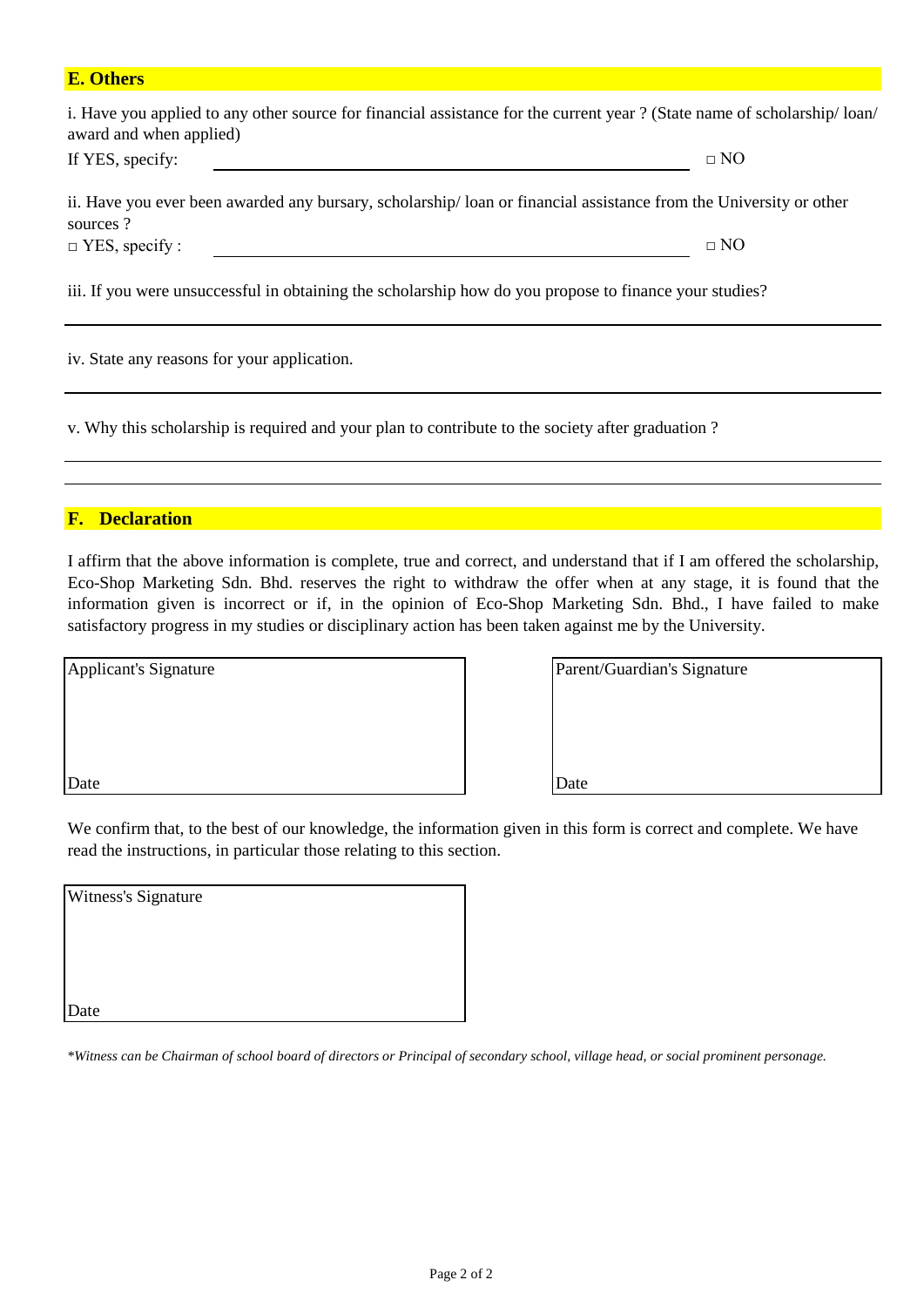## E. Others

i. Have you applied to any other source for financial assistance for the current year ? (State name of scholarship/ loan/ award and when applied)

If YES, specify: \_\_\_\_\_\_\_\_\_\_\_\_\_\_\_\_\_\_\_\_\_\_\_\_\_\_\_\_\_\_ □ NO

ii. Have you ever been awarded any bursary, scholarship/ loan or financial assistance from the University or other sources ?

□ YES, specify : \_\_\_\_\_\_\_\_\_\_\_\_\_\_\_\_\_\_\_\_\_\_\_\_\_\_\_\_\_\_ □ NO

iii. If you were unsuccessful in obtaining the scholarship how do you propose to finance your studies?

---

iv. State any reasons for your application.

---

v. Why this scholarship is required and your plan to contribute to the society after graduation ?

---

---

## F. Declaration

I affirm that the above information is complete, true and correct, and understand that if I am offered the scholarship, Eco-Shop Marketing Sdn. Bhd. reserves the right to withdraw the offer when at any stage, it is found that the information given is incorrect or if, in the opinion of Eco-Shop Marketing Sdn. Bhd., I have failed to make satisfactory progress in my studies or disciplinary action has been taken against me by the University.

| Applicant's Signature | Parent/Guardian's Signature |
|---|---|
| Date | Date |

We confirm that, to the best of our knowledge, the information given in this form is correct and complete. We have read the instructions, in particular those relating to this section.

| Witness's Signature |
|---|
| Date |

*\*Witness can be Chairman of school board of directors or Principal of secondary school, village head, or social prominent personage.*